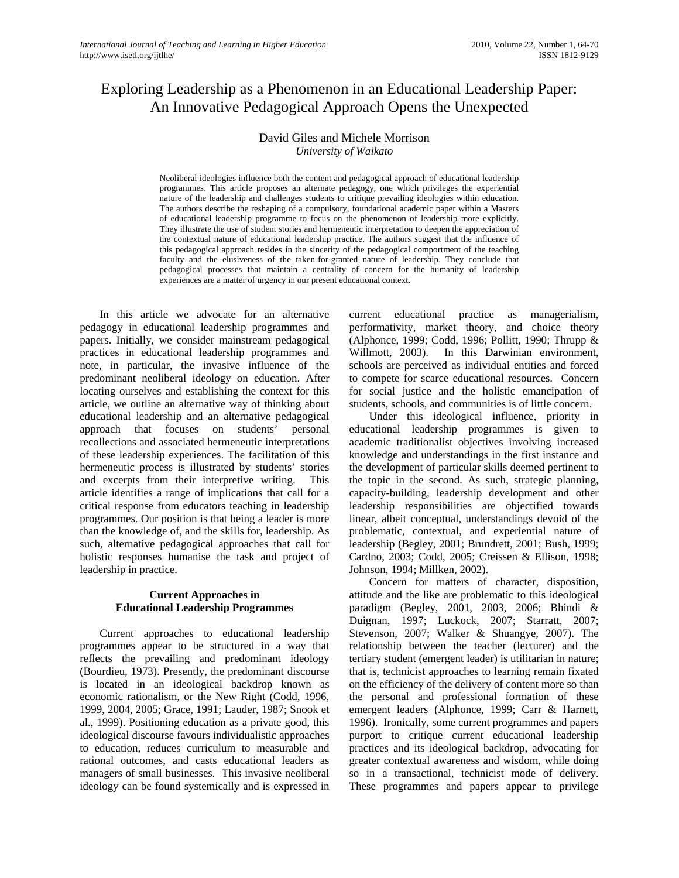# Exploring Leadership as a Phenomenon in an Educational Leadership Paper: An Innovative Pedagogical Approach Opens the Unexpected

David Giles and Michele Morrison
*University of Waikato*

Neoliberal ideologies influence both the content and pedagogical approach of educational leadership programmes. This article proposes an alternate pedagogy, one which privileges the experiential nature of the leadership and challenges students to critique prevailing ideologies within education. The authors describe the reshaping of a compulsory, foundational academic paper within a Masters of educational leadership programme to focus on the phenomenon of leadership more explicitly. They illustrate the use of student stories and hermeneutic interpretation to deepen the appreciation of the contextual nature of educational leadership practice. The authors suggest that the influence of this pedagogical approach resides in the sincerity of the pedagogical comportment of the teaching faculty and the elusiveness of the taken-for-granted nature of leadership. They conclude that pedagogical processes that maintain a centrality of concern for the humanity of leadership experiences are a matter of urgency in our present educational context.

In this article we advocate for an alternative pedagogy in educational leadership programmes and papers. Initially, we consider mainstream pedagogical practices in educational leadership programmes and note, in particular, the invasive influence of the predominant neoliberal ideology on education. After locating ourselves and establishing the context for this article, we outline an alternative way of thinking about educational leadership and an alternative pedagogical approach that focuses on students' personal recollections and associated hermeneutic interpretations of these leadership experiences. The facilitation of this hermeneutic process is illustrated by students' stories and excerpts from their interpretive writing. This article identifies a range of implications that call for a critical response from educators teaching in leadership programmes. Our position is that being a leader is more than the knowledge of, and the skills for, leadership. As such, alternative pedagogical approaches that call for holistic responses humanise the task and project of leadership in practice.

## Current Approaches in Educational Leadership Programmes

Current approaches to educational leadership programmes appear to be structured in a way that reflects the prevailing and predominant ideology (Bourdieu, 1973). Presently, the predominant discourse is located in an ideological backdrop known as economic rationalism, or the New Right (Codd, 1996, 1999, 2004, 2005; Grace, 1991; Lauder, 1987; Snook et al., 1999). Positioning education as a private good, this ideological discourse favours individualistic approaches to education, reduces curriculum to measurable and rational outcomes, and casts educational leaders as managers of small businesses. This invasive neoliberal ideology can be found systemically and is expressed in current educational practice as managerialism, performativity, market theory, and choice theory (Alphonce, 1999; Codd, 1996; Pollitt, 1990; Thrupp & Willmott, 2003). In this Darwinian environment, schools are perceived as individual entities and forced to compete for scarce educational resources. Concern for social justice and the holistic emancipation of students, schools, and communities is of little concern.

Under this ideological influence, priority in educational leadership programmes is given to academic traditionalist objectives involving increased knowledge and understandings in the first instance and the development of particular skills deemed pertinent to the topic in the second. As such, strategic planning, capacity-building, leadership development and other leadership responsibilities are objectified towards linear, albeit conceptual, understandings devoid of the problematic, contextual, and experiential nature of leadership (Begley, 2001; Brundrett, 2001; Bush, 1999; Cardno, 2003; Codd, 2005; Creissen & Ellison, 1998; Johnson, 1994; Millken, 2002).

Concern for matters of character, disposition, attitude and the like are problematic to this ideological paradigm (Begley, 2001, 2003, 2006; Bhindi & Duignan, 1997; Luckock, 2007; Starratt, 2007; Stevenson, 2007; Walker & Shuangye, 2007). The relationship between the teacher (lecturer) and the tertiary student (emergent leader) is utilitarian in nature; that is, technicist approaches to learning remain fixated on the efficiency of the delivery of content more so than the personal and professional formation of these emergent leaders (Alphonce, 1999; Carr & Harnett, 1996). Ironically, some current programmes and papers purport to critique current educational leadership practices and its ideological backdrop, advocating for greater contextual awareness and wisdom, while doing so in a transactional, technicist mode of delivery. These programmes and papers appear to privilege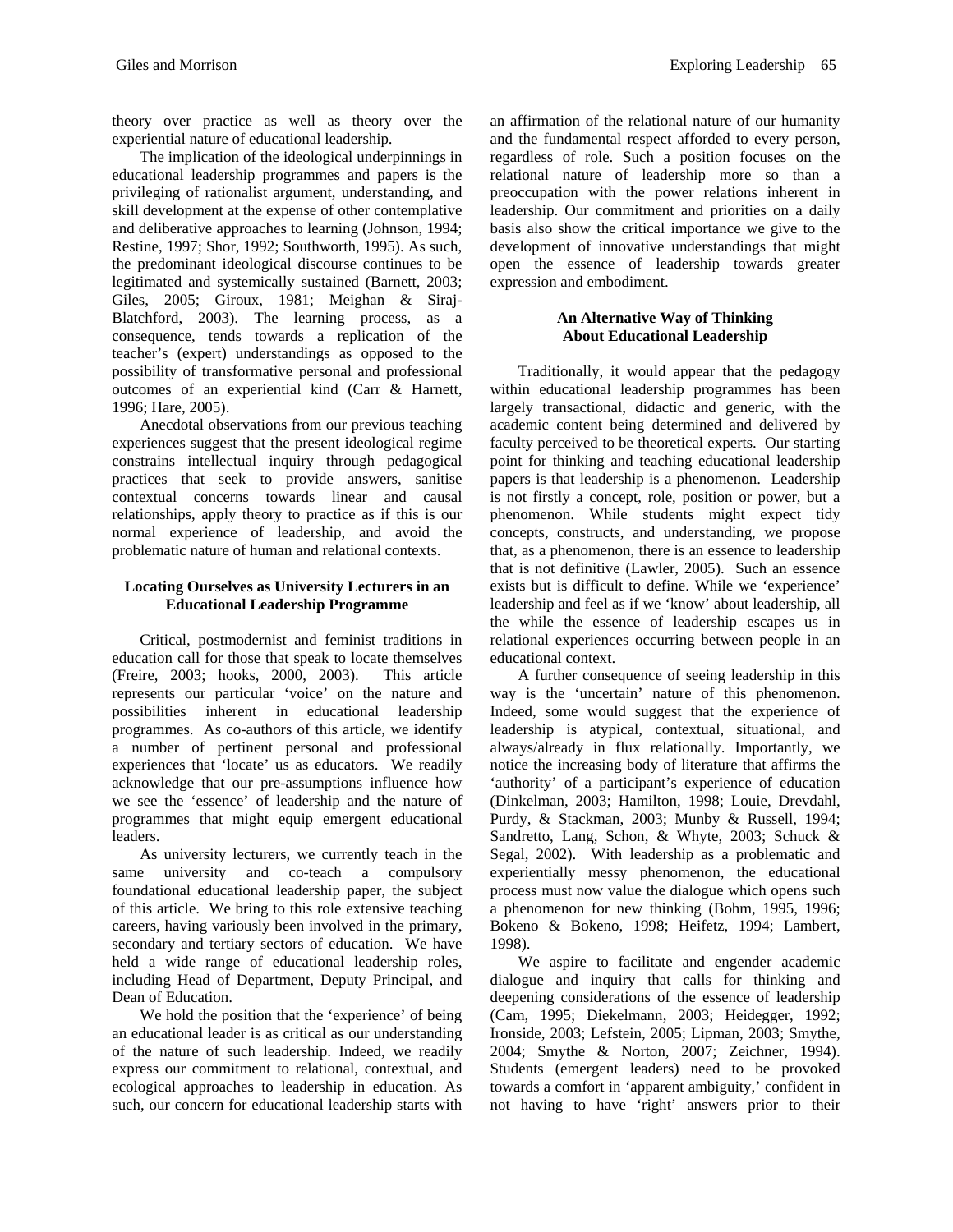theory over practice as well as theory over the experiential nature of educational leadership.

The implication of the ideological underpinnings in educational leadership programmes and papers is the privileging of rationalist argument, understanding, and skill development at the expense of other contemplative and deliberative approaches to learning (Johnson, 1994; Restine, 1997; Shor, 1992; Southworth, 1995). As such, the predominant ideological discourse continues to be legitimated and systemically sustained (Barnett, 2003; Giles, 2005; Giroux, 1981; Meighan & Siraj-Blatchford, 2003). The learning process, as a consequence, tends towards a replication of the teacher's (expert) understandings as opposed to the possibility of transformative personal and professional outcomes of an experiential kind (Carr & Harnett, 1996; Hare, 2005).

Anecdotal observations from our previous teaching experiences suggest that the present ideological regime constrains intellectual inquiry through pedagogical practices that seek to provide answers, sanitise contextual concerns towards linear and causal relationships, apply theory to practice as if this is our normal experience of leadership, and avoid the problematic nature of human and relational contexts.

### Locating Ourselves as University Lecturers in an Educational Leadership Programme

Critical, postmodernist and feminist traditions in education call for those that speak to locate themselves (Freire, 2003; hooks, 2000, 2003). This article represents our particular 'voice' on the nature and possibilities inherent in educational leadership programmes. As co-authors of this article, we identify a number of pertinent personal and professional experiences that 'locate' us as educators. We readily acknowledge that our pre-assumptions influence how we see the 'essence' of leadership and the nature of programmes that might equip emergent educational leaders.

As university lecturers, we currently teach in the same university and co-teach a compulsory foundational educational leadership paper, the subject of this article. We bring to this role extensive teaching careers, having variously been involved in the primary, secondary and tertiary sectors of education. We have held a wide range of educational leadership roles, including Head of Department, Deputy Principal, and Dean of Education.

We hold the position that the 'experience' of being an educational leader is as critical as our understanding of the nature of such leadership. Indeed, we readily express our commitment to relational, contextual, and ecological approaches to leadership in education. As such, our concern for educational leadership starts with an affirmation of the relational nature of our humanity and the fundamental respect afforded to every person, regardless of role. Such a position focuses on the relational nature of leadership more so than a preoccupation with the power relations inherent in leadership. Our commitment and priorities on a daily basis also show the critical importance we give to the development of innovative understandings that might open the essence of leadership towards greater expression and embodiment.

### An Alternative Way of Thinking About Educational Leadership

Traditionally, it would appear that the pedagogy within educational leadership programmes has been largely transactional, didactic and generic, with the academic content being determined and delivered by faculty perceived to be theoretical experts. Our starting point for thinking and teaching educational leadership papers is that leadership is a phenomenon. Leadership is not firstly a concept, role, position or power, but a phenomenon. While students might expect tidy concepts, constructs, and understanding, we propose that, as a phenomenon, there is an essence to leadership that is not definitive (Lawler, 2005). Such an essence exists but is difficult to define. While we 'experience' leadership and feel as if we 'know' about leadership, all the while the essence of leadership escapes us in relational experiences occurring between people in an educational context.

A further consequence of seeing leadership in this way is the 'uncertain' nature of this phenomenon. Indeed, some would suggest that the experience of leadership is atypical, contextual, situational, and always/already in flux relationally. Importantly, we notice the increasing body of literature that affirms the 'authority' of a participant's experience of education (Dinkelman, 2003; Hamilton, 1998; Louie, Drevdahl, Purdy, & Stackman, 2003; Munby & Russell, 1994; Sandretto, Lang, Schon, & Whyte, 2003; Schuck & Segal, 2002). With leadership as a problematic and experientially messy phenomenon, the educational process must now value the dialogue which opens such a phenomenon for new thinking (Bohm, 1995, 1996; Bokeno & Bokeno, 1998; Heifetz, 1994; Lambert, 1998).

We aspire to facilitate and engender academic dialogue and inquiry that calls for thinking and deepening considerations of the essence of leadership (Cam, 1995; Diekelmann, 2003; Heidegger, 1992; Ironside, 2003; Lefstein, 2005; Lipman, 2003; Smythe, 2004; Smythe & Norton, 2007; Zeichner, 1994). Students (emergent leaders) need to be provoked towards a comfort in 'apparent ambiguity,' confident in not having to have 'right' answers prior to their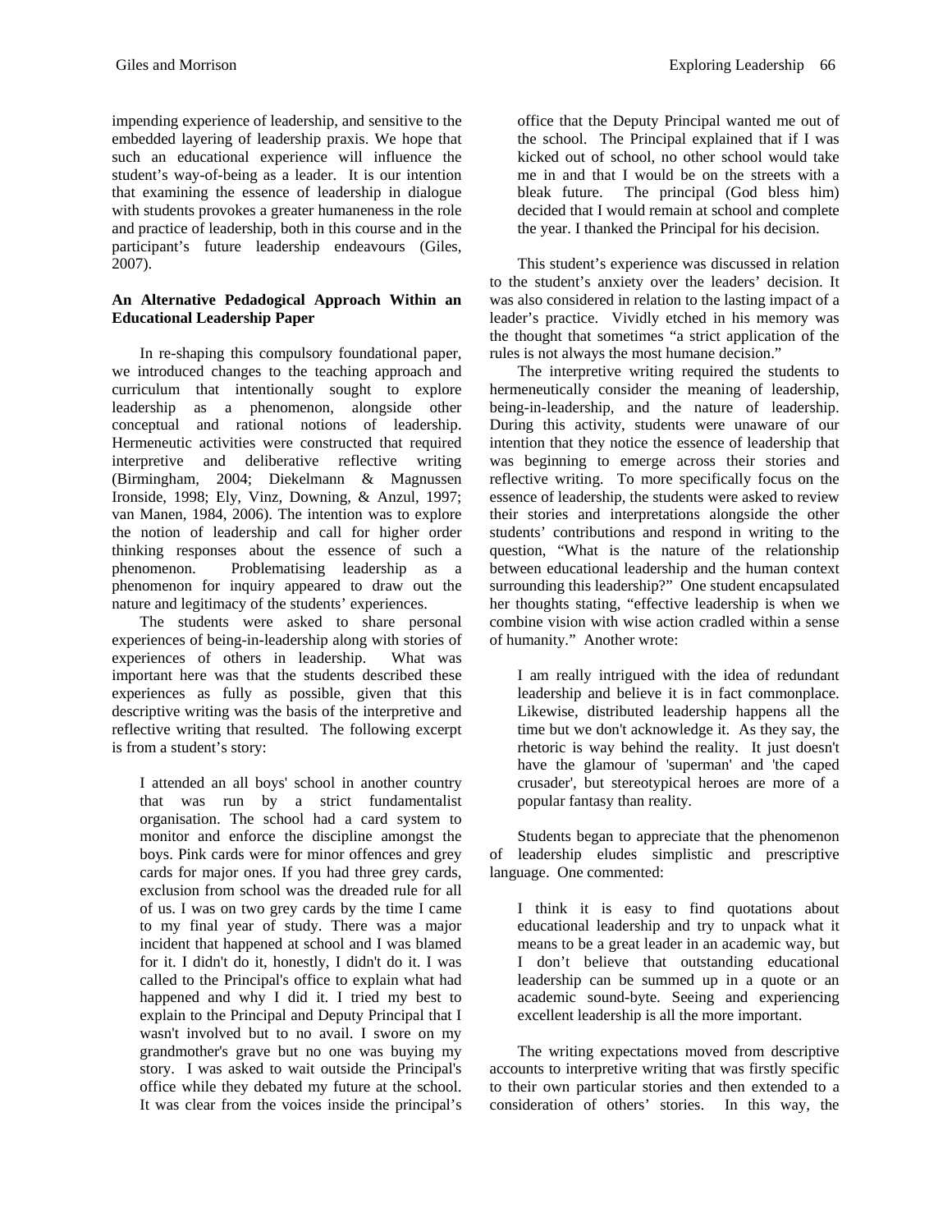impending experience of leadership, and sensitive to the embedded layering of leadership praxis. We hope that such an educational experience will influence the student's way-of-being as a leader. It is our intention that examining the essence of leadership in dialogue with students provokes a greater humaneness in the role and practice of leadership, both in this course and in the participant's future leadership endeavours (Giles, 2007).

**An Alternative Pedagogical Approach Within an Educational Leadership Paper**

In re-shaping this compulsory foundational paper, we introduced changes to the teaching approach and curriculum that intentionally sought to explore leadership as a phenomenon, alongside other conceptual and rational notions of leadership. Hermeneutic activities were constructed that required interpretive and deliberative reflective writing (Birmingham, 2004; Diekelmann & Magnussen Ironside, 1998; Ely, Vinz, Downing, & Anzul, 1997; van Manen, 1984, 2006). The intention was to explore the notion of leadership and call for higher order thinking responses about the essence of such a phenomenon. Problematising leadership as a phenomenon for inquiry appeared to draw out the nature and legitimacy of the students' experiences.

The students were asked to share personal experiences of being-in-leadership along with stories of experiences of others in leadership. What was important here was that the students described these experiences as fully as possible, given that this descriptive writing was the basis of the interpretive and reflective writing that resulted. The following excerpt is from a student's story:

> I attended an all boys' school in another country that was run by a strict fundamentalist organisation. The school had a card system to monitor and enforce the discipline amongst the boys. Pink cards were for minor offences and grey cards for major ones. If you had three grey cards, exclusion from school was the dreaded rule for all of us. I was on two grey cards by the time I came to my final year of study. There was a major incident that happened at school and I was blamed for it. I didn't do it, honestly, I didn't do it. I was called to the Principal's office to explain what had happened and why I did it. I tried my best to explain to the Principal and Deputy Principal that I wasn't involved but to no avail. I swore on my grandmother's grave but no one was buying my story. I was asked to wait outside the Principal's office while they debated my future at the school. It was clear from the voices inside the principal's office that the Deputy Principal wanted me out of the school. The Principal explained that if I was kicked out of school, no other school would take me in and that I would be on the streets with a bleak future. The principal (God bless him) decided that I would remain at school and complete the year. I thanked the Principal for his decision.

This student's experience was discussed in relation to the student's anxiety over the leaders' decision. It was also considered in relation to the lasting impact of a leader's practice. Vividly etched in his memory was the thought that sometimes "a strict application of the rules is not always the most humane decision."

The interpretive writing required the students to hermeneutically consider the meaning of leadership, being-in-leadership, and the nature of leadership. During this activity, students were unaware of our intention that they notice the essence of leadership that was beginning to emerge across their stories and reflective writing. To more specifically focus on the essence of leadership, the students were asked to review their stories and interpretations alongside the other students' contributions and respond in writing to the question, "What is the nature of the relationship between educational leadership and the human context surrounding this leadership?" One student encapsulated her thoughts stating, "effective leadership is when we combine vision with wise action cradled within a sense of humanity." Another wrote:

> I am really intrigued with the idea of redundant leadership and believe it is in fact commonplace. Likewise, distributed leadership happens all the time but we don't acknowledge it. As they say, the rhetoric is way behind the reality. It just doesn't have the glamour of 'superman' and 'the caped crusader', but stereotypical heroes are more of a popular fantasy than reality.

Students began to appreciate that the phenomenon of leadership eludes simplistic and prescriptive language. One commented:

> I think it is easy to find quotations about educational leadership and try to unpack what it means to be a great leader in an academic way, but I don't believe that outstanding educational leadership can be summed up in a quote or an academic sound-byte. Seeing and experiencing excellent leadership is all the more important.

The writing expectations moved from descriptive accounts to interpretive writing that was firstly specific to their own particular stories and then extended to a consideration of others' stories. In this way, the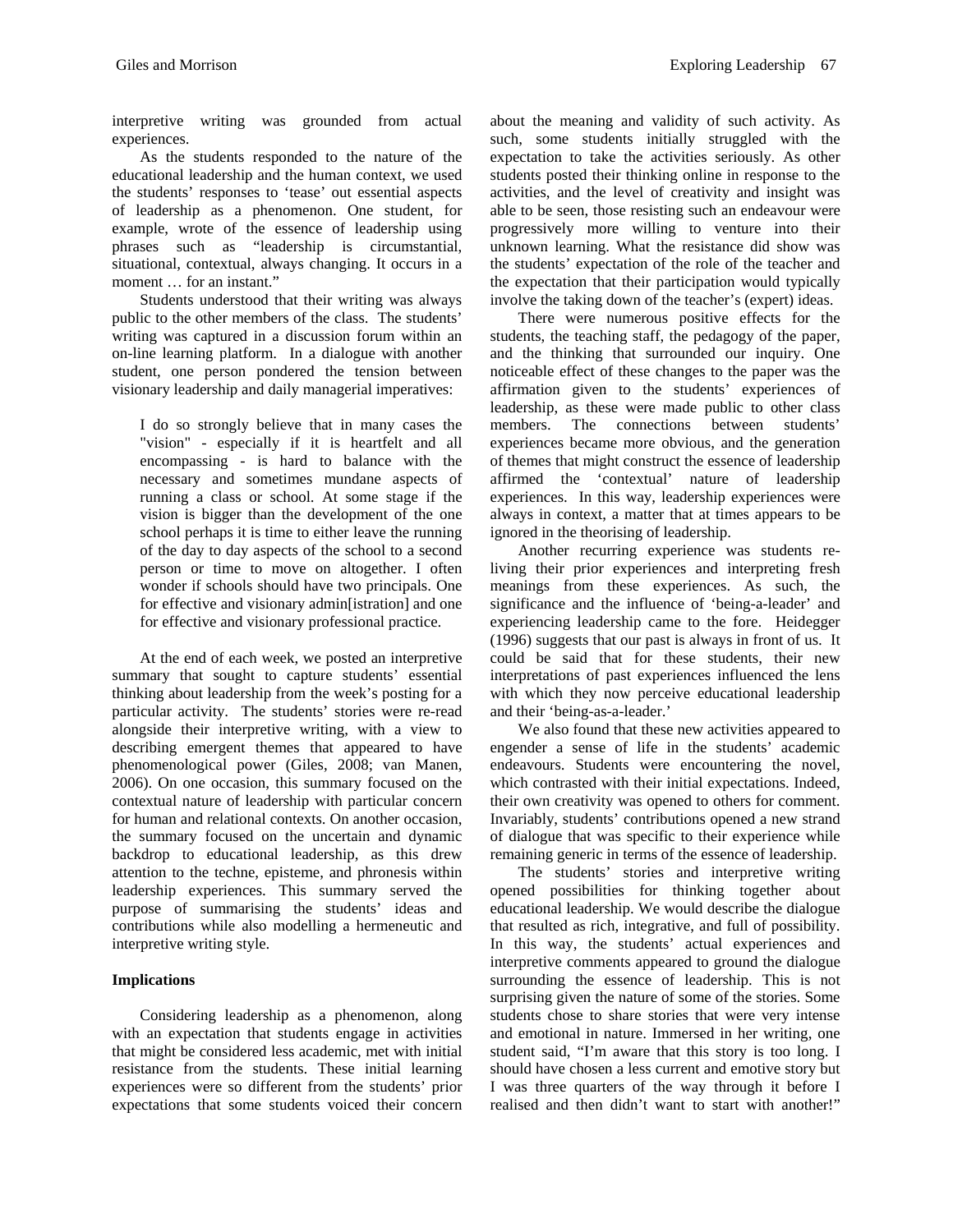interpretive writing was grounded from actual experiences.

As the students responded to the nature of the educational leadership and the human context, we used the students' responses to 'tease' out essential aspects of leadership as a phenomenon. One student, for example, wrote of the essence of leadership using phrases such as "leadership is circumstantial, situational, contextual, always changing. It occurs in a moment … for an instant."

Students understood that their writing was always public to the other members of the class. The students' writing was captured in a discussion forum within an on-line learning platform. In a dialogue with another student, one person pondered the tension between visionary leadership and daily managerial imperatives:

> I do so strongly believe that in many cases the "vision" - especially if it is heartfelt and all encompassing - is hard to balance with the necessary and sometimes mundane aspects of running a class or school. At some stage if the vision is bigger than the development of the one school perhaps it is time to either leave the running of the day to day aspects of the school to a second person or time to move on altogether. I often wonder if schools should have two principals. One for effective and visionary admin[istration] and one for effective and visionary professional practice.

At the end of each week, we posted an interpretive summary that sought to capture students' essential thinking about leadership from the week's posting for a particular activity. The students' stories were re-read alongside their interpretive writing, with a view to describing emergent themes that appeared to have phenomenological power (Giles, 2008; van Manen, 2006). On one occasion, this summary focused on the contextual nature of leadership with particular concern for human and relational contexts. On another occasion, the summary focused on the uncertain and dynamic backdrop to educational leadership, as this drew attention to the techne, episteme, and phronesis within leadership experiences. This summary served the purpose of summarising the students' ideas and contributions while also modelling a hermeneutic and interpretive writing style.

**Implications**

Considering leadership as a phenomenon, along with an expectation that students engage in activities that might be considered less academic, met with initial resistance from the students. These initial learning experiences were so different from the students' prior expectations that some students voiced their concern about the meaning and validity of such activity. As such, some students initially struggled with the expectation to take the activities seriously. As other students posted their thinking online in response to the activities, and the level of creativity and insight was able to be seen, those resisting such an endeavour were progressively more willing to venture into their unknown learning. What the resistance did show was the students' expectation of the role of the teacher and the expectation that their participation would typically involve the taking down of the teacher's (expert) ideas.

There were numerous positive effects for the students, the teaching staff, the pedagogy of the paper, and the thinking that surrounded our inquiry. One noticeable effect of these changes to the paper was the affirmation given to the students' experiences of leadership, as these were made public to other class members. The connections between students' experiences became more obvious, and the generation of themes that might construct the essence of leadership affirmed the 'contextual' nature of leadership experiences. In this way, leadership experiences were always in context, a matter that at times appears to be ignored in the theorising of leadership.

Another recurring experience was students re-living their prior experiences and interpreting fresh meanings from these experiences. As such, the significance and the influence of 'being-a-leader' and experiencing leadership came to the fore. Heidegger (1996) suggests that our past is always in front of us. It could be said that for these students, their new interpretations of past experiences influenced the lens with which they now perceive educational leadership and their 'being-as-a-leader.'

We also found that these new activities appeared to engender a sense of life in the students' academic endeavours. Students were encountering the novel, which contrasted with their initial expectations. Indeed, their own creativity was opened to others for comment. Invariably, students' contributions opened a new strand of dialogue that was specific to their experience while remaining generic in terms of the essence of leadership.

The students' stories and interpretive writing opened possibilities for thinking together about educational leadership. We would describe the dialogue that resulted as rich, integrative, and full of possibility. In this way, the students' actual experiences and interpretive comments appeared to ground the dialogue surrounding the essence of leadership. This is not surprising given the nature of some of the stories. Some students chose to share stories that were very intense and emotional in nature. Immersed in her writing, one student said, "I'm aware that this story is too long. I should have chosen a less current and emotive story but I was three quarters of the way through it before I realised and then didn't want to start with another!"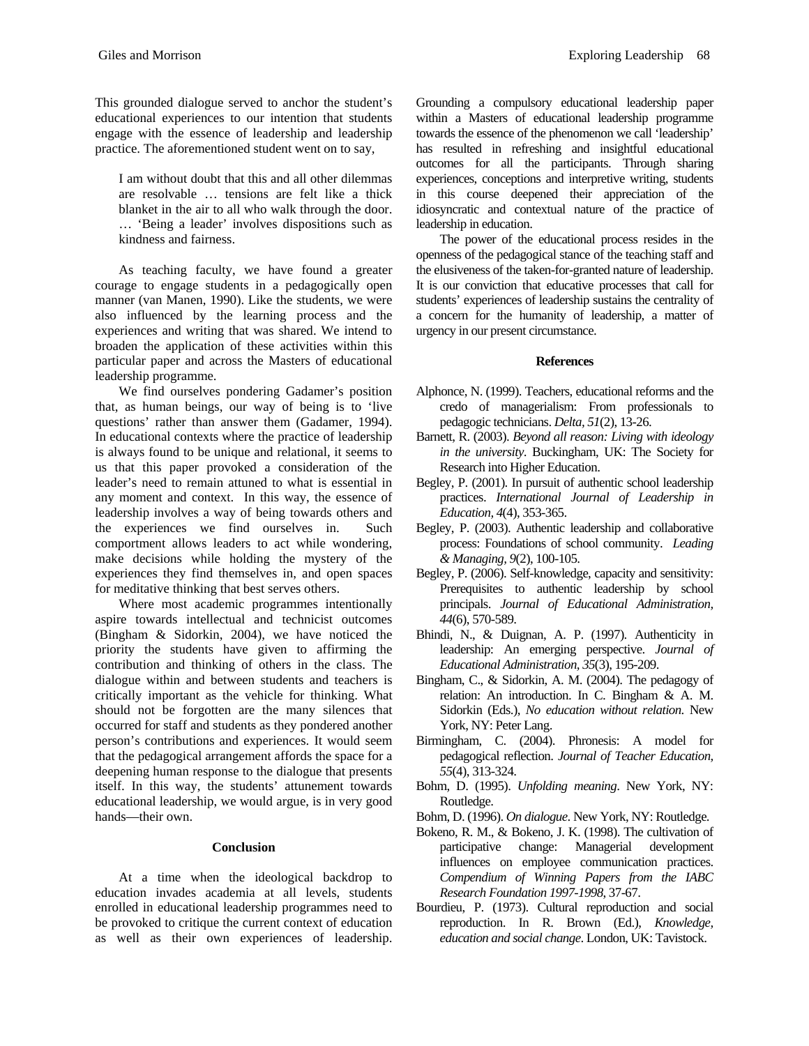This grounded dialogue served to anchor the student's educational experiences to our intention that students engage with the essence of leadership and leadership practice. The aforementioned student went on to say,

> I am without doubt that this and all other dilemmas are resolvable … tensions are felt like a thick blanket in the air to all who walk through the door. … 'Being a leader' involves dispositions such as kindness and fairness.

As teaching faculty, we have found a greater courage to engage students in a pedagogically open manner (van Manen, 1990). Like the students, we were also influenced by the learning process and the experiences and writing that was shared. We intend to broaden the application of these activities within this particular paper and across the Masters of educational leadership programme.

We find ourselves pondering Gadamer's position that, as human beings, our way of being is to 'live questions' rather than answer them (Gadamer, 1994). In educational contexts where the practice of leadership is always found to be unique and relational, it seems to us that this paper provoked a consideration of the leader's need to remain attuned to what is essential in any moment and context. In this way, the essence of leadership involves a way of being towards others and the experiences we find ourselves in. Such comportment allows leaders to act while wondering, make decisions while holding the mystery of the experiences they find themselves in, and open spaces for meditative thinking that best serves others.

Where most academic programmes intentionally aspire towards intellectual and technicist outcomes (Bingham & Sidorkin, 2004), we have noticed the priority the students have given to affirming the contribution and thinking of others in the class. The dialogue within and between students and teachers is critically important as the vehicle for thinking. What should not be forgotten are the many silences that occurred for staff and students as they pondered another person's contributions and experiences. It would seem that the pedagogical arrangement affords the space for a deepening human response to the dialogue that presents itself. In this way, the students' attunement towards educational leadership, we would argue, is in very good hands—their own.

## Conclusion

At a time when the ideological backdrop to education invades academia at all levels, students enrolled in educational leadership programmes need to be provoked to critique the current context of education as well as their own experiences of leadership. Grounding a compulsory educational leadership paper within a Masters of educational leadership programme towards the essence of the phenomenon we call 'leadership' has resulted in refreshing and insightful educational outcomes for all the participants. Through sharing experiences, conceptions and interpretive writing, students in this course deepened their appreciation of the idiosyncratic and contextual nature of the practice of leadership in education.

The power of the educational process resides in the openness of the pedagogical stance of the teaching staff and the elusiveness of the taken-for-granted nature of leadership. It is our conviction that educative processes that call for students' experiences of leadership sustains the centrality of a concern for the humanity of leadership, a matter of urgency in our present circumstance.

## References

Alphonce, N. (1999). Teachers, educational reforms and the credo of managerialism: From professionals to pedagogic technicians. *Delta, 51*(2), 13-26.

Barnett, R. (2003). *Beyond all reason: Living with ideology in the university*. Buckingham, UK: The Society for Research into Higher Education.

Begley, P. (2001). In pursuit of authentic school leadership practices. *International Journal of Leadership in Education, 4*(4), 353-365.

Begley, P. (2003). Authentic leadership and collaborative process: Foundations of school community. *Leading & Managing, 9*(2), 100-105.

Begley, P. (2006). Self-knowledge, capacity and sensitivity: Prerequisites to authentic leadership by school principals. *Journal of Educational Administration, 44*(6), 570-589.

Bhindi, N., & Duignan, A. P. (1997). Authenticity in leadership: An emerging perspective. *Journal of Educational Administration, 35*(3), 195-209.

Bingham, C., & Sidorkin, A. M. (2004). The pedagogy of relation: An introduction. In C. Bingham & A. M. Sidorkin (Eds.), *No education without relation*. New York, NY: Peter Lang.

Birmingham, C. (2004). Phronesis: A model for pedagogical reflection. *Journal of Teacher Education, 55*(4), 313-324.

Bohm, D. (1995). *Unfolding meaning*. New York, NY: Routledge.

Bohm, D. (1996). *On dialogue*. New York, NY: Routledge.

Bokeno, R. M., & Bokeno, J. K. (1998). The cultivation of participative change: Managerial development influences on employee communication practices. *Compendium of Winning Papers from the IABC Research Foundation 1997-1998*, 37-67.

Bourdieu, P. (1973). Cultural reproduction and social reproduction. In R. Brown (Ed.), *Knowledge, education and social change*. London, UK: Tavistock.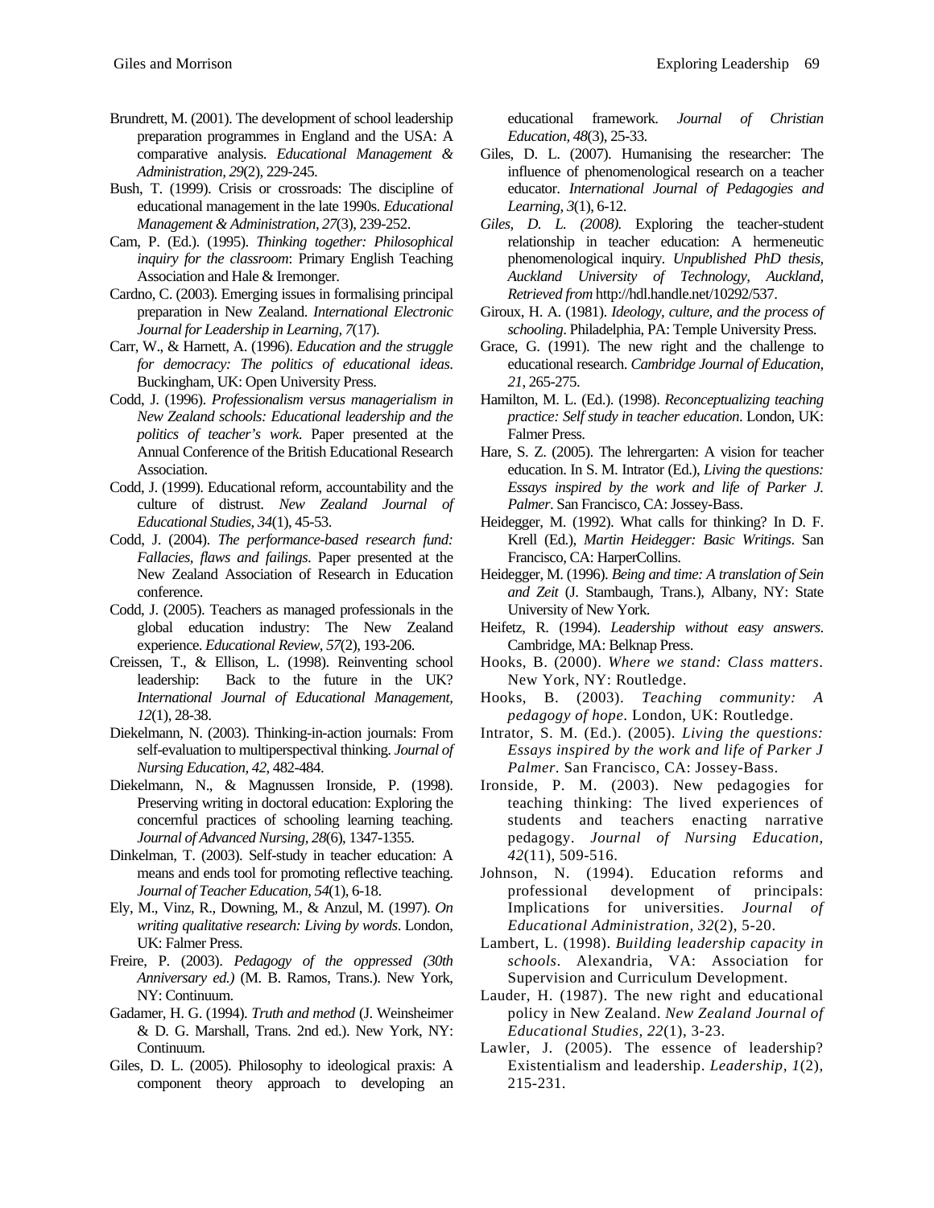Brundrett, M. (2001). The development of school leadership preparation programmes in England and the USA: A comparative analysis. *Educational Management & Administration, 29*(2), 229-245.

Bush, T. (1999). Crisis or crossroads: The discipline of educational management in the late 1990s. *Educational Management & Administration, 27*(3), 239-252.

Cam, P. (Ed.). (1995). *Thinking together: Philosophical inquiry for the classroom*: Primary English Teaching Association and Hale & Iremonger.

Cardno, C. (2003). Emerging issues in formalising principal preparation in New Zealand. *International Electronic Journal for Leadership in Learning, 7*(17).

Carr, W., & Harnett, A. (1996). *Education and the struggle for democracy: The politics of educational ideas*. Buckingham, UK: Open University Press.

Codd, J. (1996). *Professionalism versus managerialism in New Zealand schools: Educational leadership and the politics of teacher's work*. Paper presented at the Annual Conference of the British Educational Research Association.

Codd, J. (1999). Educational reform, accountability and the culture of distrust. *New Zealand Journal of Educational Studies, 34*(1), 45-53.

Codd, J. (2004). *The performance-based research fund: Fallacies, flaws and failings*. Paper presented at the New Zealand Association of Research in Education conference.

Codd, J. (2005). Teachers as managed professionals in the global education industry: The New Zealand experience. *Educational Review, 57*(2), 193-206.

Creissen, T., & Ellison, L. (1998). Reinventing school leadership: Back to the future in the UK? *International Journal of Educational Management, 12*(1), 28-38.

Diekelmann, N. (2003). Thinking-in-action journals: From self-evaluation to multiperspectival thinking. *Journal of Nursing Education, 42*, 482-484.

Diekelmann, N., & Magnussen Ironside, P. (1998). Preserving writing in doctoral education: Exploring the concernful practices of schooling learning teaching. *Journal of Advanced Nursing, 28*(6), 1347-1355.

Dinkelman, T. (2003). Self-study in teacher education: A means and ends tool for promoting reflective teaching. *Journal of Teacher Education, 54*(1), 6-18.

Ely, M., Vinz, R., Downing, M., & Anzul, M. (1997). *On writing qualitative research: Living by words*. London, UK: Falmer Press.

Freire, P. (2003). *Pedagogy of the oppressed (30th Anniversary ed.)* (M. B. Ramos, Trans.). New York, NY: Continuum.

Gadamer, H. G. (1994). *Truth and method* (J. Weinsheimer & D. G. Marshall, Trans. 2nd ed.). New York, NY: Continuum.

Giles, D. L. (2005). Philosophy to ideological praxis: A component theory approach to developing an educational framework. *Journal of Christian Education, 48*(3), 25-33.

Giles, D. L. (2007). Humanising the researcher: The influence of phenomenological research on a teacher educator. *International Journal of Pedagogies and Learning, 3*(1), 6-12.

*Giles, D. L. (2008).* Exploring the teacher-student relationship in teacher education: A hermeneutic phenomenological inquiry. *Unpublished PhD thesis, Auckland University of Technology, Auckland, Retrieved from* http://hdl.handle.net/10292/537.

Giroux, H. A. (1981). *Ideology, culture, and the process of schooling*. Philadelphia, PA: Temple University Press.

Grace, G. (1991). The new right and the challenge to educational research. *Cambridge Journal of Education, 21*, 265-275.

Hamilton, M. L. (Ed.). (1998). *Reconceptualizing teaching practice: Self study in teacher education*. London, UK: Falmer Press.

Hare, S. Z. (2005). The lehrergarten: A vision for teacher education. In S. M. Intrator (Ed.), *Living the questions: Essays inspired by the work and life of Parker J. Palmer*. San Francisco, CA: Jossey-Bass.

Heidegger, M. (1992). What calls for thinking? In D. F. Krell (Ed.), *Martin Heidegger: Basic Writings*. San Francisco, CA: HarperCollins.

Heidegger, M. (1996). *Being and time: A translation of Sein and Zeit* (J. Stambaugh, Trans.), Albany, NY: State University of New York.

Heifetz, R. (1994). *Leadership without easy answers*. Cambridge, MA: Belknap Press.

Hooks, B. (2000). *Where we stand: Class matters*. New York, NY: Routledge.

Hooks, B. (2003). *Teaching community: A pedagogy of hope*. London, UK: Routledge.

Intrator, S. M. (Ed.). (2005). *Living the questions: Essays inspired by the work and life of Parker J Palmer*. San Francisco, CA: Jossey-Bass.

Ironside, P. M. (2003). New pedagogies for teaching thinking: The lived experiences of students and teachers enacting narrative pedagogy. *Journal of Nursing Education, 42*(11), 509-516.

Johnson, N. (1994). Education reforms and professional development of principals: Implications for universities. *Journal of Educational Administration, 32*(2), 5-20.

Lambert, L. (1998). *Building leadership capacity in schools*. Alexandria, VA: Association for Supervision and Curriculum Development.

Lauder, H. (1987). The new right and educational policy in New Zealand. *New Zealand Journal of Educational Studies, 22*(1), 3-23.

Lawler, J. (2005). The essence of leadership? Existentialism and leadership. *Leadership, 1*(2), 215-231.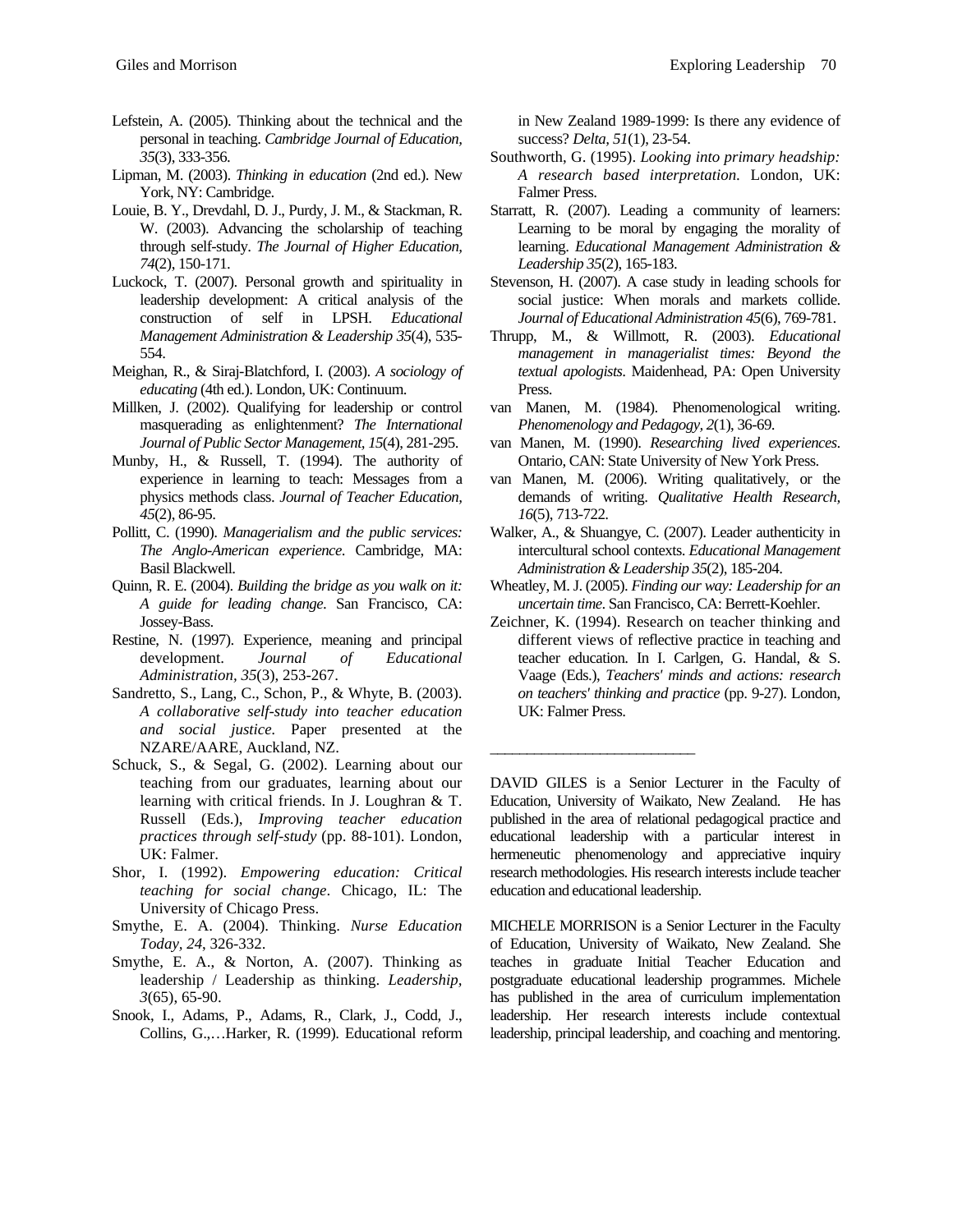Lefstein, A. (2005). Thinking about the technical and the personal in teaching. *Cambridge Journal of Education, 35*(3), 333-356.

Lipman, M. (2003). *Thinking in education* (2nd ed.). New York, NY: Cambridge.

Louie, B. Y., Drevdahl, D. J., Purdy, J. M., & Stackman, R. W. (2003). Advancing the scholarship of teaching through self-study. *The Journal of Higher Education, 74*(2), 150-171.

Luckock, T. (2007). Personal growth and spirituality in leadership development: A critical analysis of the construction of self in LPSH. *Educational Management Administration & Leadership 35*(4), 535-554.

Meighan, R., & Siraj-Blatchford, I. (2003). *A sociology of educating* (4th ed.). London, UK: Continuum.

Millken, J. (2002). Qualifying for leadership or control masquerading as enlightenment? *The International Journal of Public Sector Management, 15*(4), 281-295.

Munby, H., & Russell, T. (1994). The authority of experience in learning to teach: Messages from a physics methods class. *Journal of Teacher Education, 45*(2), 86-95.

Pollitt, C. (1990). *Managerialism and the public services: The Anglo-American experience*. Cambridge, MA: Basil Blackwell.

Quinn, R. E. (2004). *Building the bridge as you walk on it: A guide for leading change*. San Francisco, CA: Jossey-Bass.

Restine, N. (1997). Experience, meaning and principal development. *Journal of Educational Administration, 35*(3), 253-267.

Sandretto, S., Lang, C., Schon, P., & Whyte, B. (2003). *A collaborative self-study into teacher education and social justice*. Paper presented at the NZARE/AARE, Auckland, NZ.

Schuck, S., & Segal, G. (2002). Learning about our teaching from our graduates, learning about our learning with critical friends. In J. Loughran & T. Russell (Eds.), *Improving teacher education practices through self-study* (pp. 88-101). London, UK: Falmer.

Shor, I. (1992). *Empowering education: Critical teaching for social change*. Chicago, IL: The University of Chicago Press.

Smythe, E. A. (2004). Thinking. *Nurse Education Today, 24*, 326-332.

Smythe, E. A., & Norton, A. (2007). Thinking as leadership / Leadership as thinking. *Leadership, 3*(65), 65-90.

Snook, I., Adams, P., Adams, R., Clark, J., Codd, J., Collins, G.,…Harker, R. (1999). Educational reform in New Zealand 1989-1999: Is there any evidence of success? *Delta, 51*(1), 23-54.

Southworth, G. (1995). *Looking into primary headship: A research based interpretation*. London, UK: Falmer Press.

Starratt, R. (2007). Leading a community of learners: Learning to be moral by engaging the morality of learning. *Educational Management Administration & Leadership 35*(2), 165-183.

Stevenson, H. (2007). A case study in leading schools for social justice: When morals and markets collide. *Journal of Educational Administration 45*(6), 769-781.

Thrupp, M., & Willmott, R. (2003). *Educational management in managerialist times: Beyond the textual apologists*. Maidenhead, PA: Open University Press.

van Manen, M. (1984). Phenomenological writing. *Phenomenology and Pedagogy, 2*(1), 36-69.

van Manen, M. (1990). *Researching lived experiences*. Ontario, CAN: State University of New York Press.

van Manen, M. (2006). Writing qualitatively, or the demands of writing. *Qualitative Health Research, 16*(5), 713-722.

Walker, A., & Shuangye, C. (2007). Leader authenticity in intercultural school contexts. *Educational Management Administration & Leadership 35*(2), 185-204.

Wheatley, M. J. (2005). *Finding our way: Leadership for an uncertain time*. San Francisco, CA: Berrett-Koehler.

Zeichner, K. (1994). Research on teacher thinking and different views of reflective practice in teaching and teacher education. In I. Carlgen, G. Handal, & S. Vaage (Eds.), *Teachers' minds and actions: research on teachers' thinking and practice* (pp. 9-27). London, UK: Falmer Press.

---

DAVID GILES is a Senior Lecturer in the Faculty of Education, University of Waikato, New Zealand. He has published in the area of relational pedagogical practice and educational leadership with a particular interest in hermeneutic phenomenology and appreciative inquiry research methodologies. His research interests include teacher education and educational leadership.

MICHELE MORRISON is a Senior Lecturer in the Faculty of Education, University of Waikato, New Zealand. She teaches in graduate Initial Teacher Education and postgraduate educational leadership programmes. Michele has published in the area of curriculum implementation leadership. Her research interests include contextual leadership, principal leadership, and coaching and mentoring.